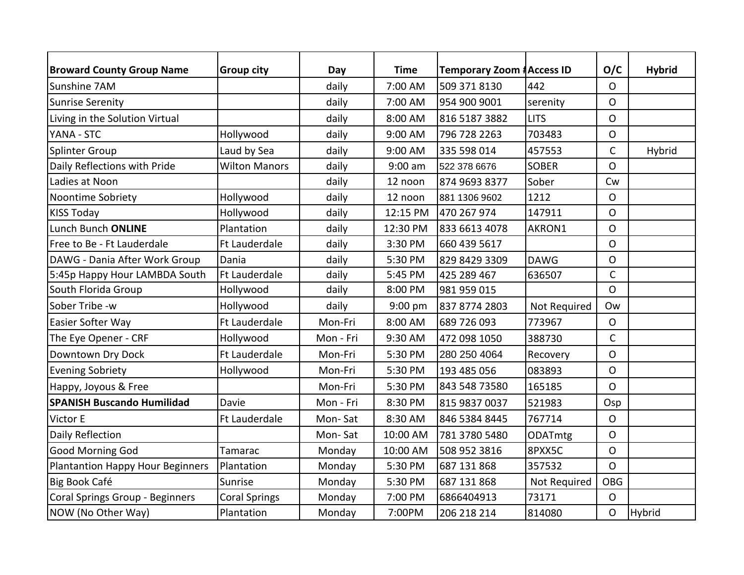| Broward County Group Name | Group city | Day | Time | Temporary Zoom # | Access ID | O/C | Hybrid |
|---|---|---|---|---|---|---|---|
| Sunshine 7AM | | daily | 7:00 AM | 509 371 8130 | 442 | O | |
| Sunrise Serenity | | daily | 7:00 AM | 954 900 9001 | serenity | O | |
| Living in the Solution Virtual | | daily | 8:00 AM | 816 5187 3882 | LITS | O | |
| YANA - STC | Hollywood | daily | 9:00 AM | 796 728 2263 | 703483 | O | |
| Splinter Group | Laud by Sea | daily | 9:00 AM | 335 598 014 | 457553 | C | Hybrid |
| Daily Reflections with Pride | Wilton Manors | daily | 9:00 am | 522 378 6676 | SOBER | O | |
| Ladies at Noon | | daily | 12 noon | 874 9693 8377 | Sober | Cw | |
| Noontime Sobriety | Hollywood | daily | 12 noon | 881 1306 9602 | 1212 | O | |
| KISS Today | Hollywood | daily | 12:15 PM | 470 267 974 | 147911 | O | |
| Lunch Bunch **ONLINE** | Plantation | daily | 12:30 PM | 833 6613 4078 | AKRON1 | O | |
| Free to Be - Ft Lauderdale | Ft Lauderdale | daily | 3:30 PM | 660 439 5617 | | O | |
| DAWG - Dania After Work Group | Dania | daily | 5:30 PM | 829 8429 3309 | DAWG | O | |
| 5:45p Happy Hour LAMBDA South | Ft Lauderdale | daily | 5:45 PM | 425 289 467 | 636507 | C | |
| South Florida Group | Hollywood | daily | 8:00 PM | 981 959 015 | | O | |
| Sober Tribe -w | Hollywood | daily | 9:00 pm | 837 8774 2803 | Not Required | Ow | |
| Easier Softer Way | Ft Lauderdale | Mon-Fri | 8:00 AM | 689 726 093 | 773967 | O | |
| The Eye Opener - CRF | Hollywood | Mon - Fri | 9:30 AM | 472 098 1050 | 388730 | C | |
| Downtown Dry Dock | Ft Lauderdale | Mon-Fri | 5:30 PM | 280 250 4064 | Recovery | O | |
| Evening Sobriety | Hollywood | Mon-Fri | 5:30 PM | 193 485 056 | 083893 | O | |
| Happy, Joyous & Free | | Mon-Fri | 5:30 PM | 843 548 73580 | 165185 | O | |
| **SPANISH Buscando Humilidad** | Davie | Mon - Fri | 8:30 PM | 815 9837 0037 | 521983 | Osp | |
| Victor E | Ft Lauderdale | Mon- Sat | 8:30 AM | 846 5384 8445 | 767714 | O | |
| Daily Reflection | | Mon- Sat | 10:00 AM | 781 3780 5480 | ODATmtg | O | |
| Good Morning God | Tamarac | Monday | 10:00 AM | 508 952 3816 | 8PXX5C | O | |
| Plantantion Happy Hour Beginners | Plantation | Monday | 5:30 PM | 687 131 868 | 357532 | O | |
| Big Book Café | Sunrise | Monday | 5:30 PM | 687 131 868 | Not Required | OBG | |
| Coral Springs Group - Beginners | Coral Springs | Monday | 7:00 PM | 6866404913 | 73171 | O | |
| NOW (No Other Way) | Plantation | Monday | 7:00PM | 206 218 214 | 814080 | O | Hybrid |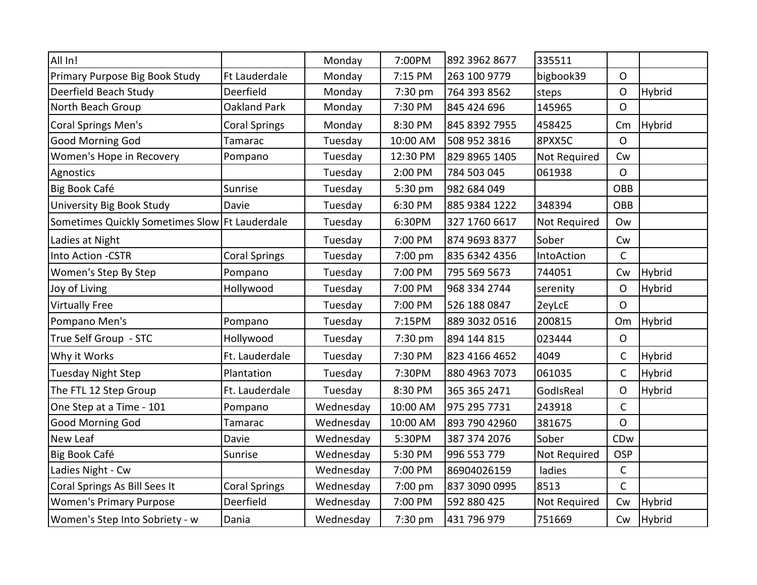| | | | | | | | |
|---|---|---|---|---|---|---|---|
| All In! | | Monday | 7:00PM | 892 3962 8677 | 335511 | | |
| Primary Purpose Big Book Study | Ft Lauderdale | Monday | 7:15 PM | 263 100 9779 | bigbook39 | O | |
| Deerfield Beach Study | Deerfield | Monday | 7:30 pm | 764 393 8562 | steps | O | Hybrid |
| North Beach Group | Oakland Park | Monday | 7:30 PM | 845 424 696 | 145965 | O | |
| Coral Springs Men's | Coral Springs | Monday | 8:30 PM | 845 8392 7955 | 458425 | Cm | Hybrid |
| Good Morning God | Tamarac | Tuesday | 10:00 AM | 508 952 3816 | 8PXX5C | O | |
| Women's Hope in Recovery | Pompano | Tuesday | 12:30 PM | 829 8965 1405 | Not Required | Cw | |
| Agnostics | | Tuesday | 2:00 PM | 784 503 045 | 061938 | O | |
| Big Book Café | Sunrise | Tuesday | 5:30 pm | 982 684 049 | | OBB | |
| University Big Book Study | Davie | Tuesday | 6:30 PM | 885 9384 1222 | 348394 | OBB | |
| Sometimes Quickly Sometimes Slow | Ft Lauderdale | Tuesday | 6:30PM | 327 1760 6617 | Not Required | Ow | |
| Ladies at Night | | Tuesday | 7:00 PM | 874 9693 8377 | Sober | Cw | |
| Into Action -CSTR | Coral Springs | Tuesday | 7:00 pm | 835 6342 4356 | IntoAction | C | |
| Women's Step By Step | Pompano | Tuesday | 7:00 PM | 795 569 5673 | 744051 | Cw | Hybrid |
| Joy of Living | Hollywood | Tuesday | 7:00 PM | 968 334 2744 | serenity | O | Hybrid |
| Virtually Free | | Tuesday | 7:00 PM | 526 188 0847 | 2eyLcE | O | |
| Pompano Men's | Pompano | Tuesday | 7:15PM | 889 3032 0516 | 200815 | Om | Hybrid |
| True Self Group - STC | Hollywood | Tuesday | 7:30 pm | 894 144 815 | 023444 | O | |
| Why it Works | Ft. Lauderdale | Tuesday | 7:30 PM | 823 4166 4652 | 4049 | C | Hybrid |
| Tuesday Night Step | Plantation | Tuesday | 7:30PM | 880 4963 7073 | 061035 | C | Hybrid |
| The FTL 12 Step Group | Ft. Lauderdale | Tuesday | 8:30 PM | 365 365 2471 | GodIsReal | O | Hybrid |
| One Step at a Time - 101 | Pompano | Wednesday | 10:00 AM | 975 295 7731 | 243918 | C | |
| Good Morning God | Tamarac | Wednesday | 10:00 AM | 893 790 42960 | 381675 | O | |
| New Leaf | Davie | Wednesday | 5:30PM | 387 374 2076 | Sober | CDw | |
| Big Book Café | Sunrise | Wednesday | 5:30 PM | 996 553 779 | Not Required | OSP | |
| Ladies Night - Cw | | Wednesday | 7:00 PM | 86904026159 | ladies | C | |
| Coral Springs As Bill Sees It | Coral Springs | Wednesday | 7:00 pm | 837 3090 0995 | 8513 | C | |
| Women's Primary Purpose | Deerfield | Wednesday | 7:00 PM | 592 880 425 | Not Required | Cw | Hybrid |
| Women's Step Into Sobriety - w | Dania | Wednesday | 7:30 pm | 431 796 979 | 751669 | Cw | Hybrid |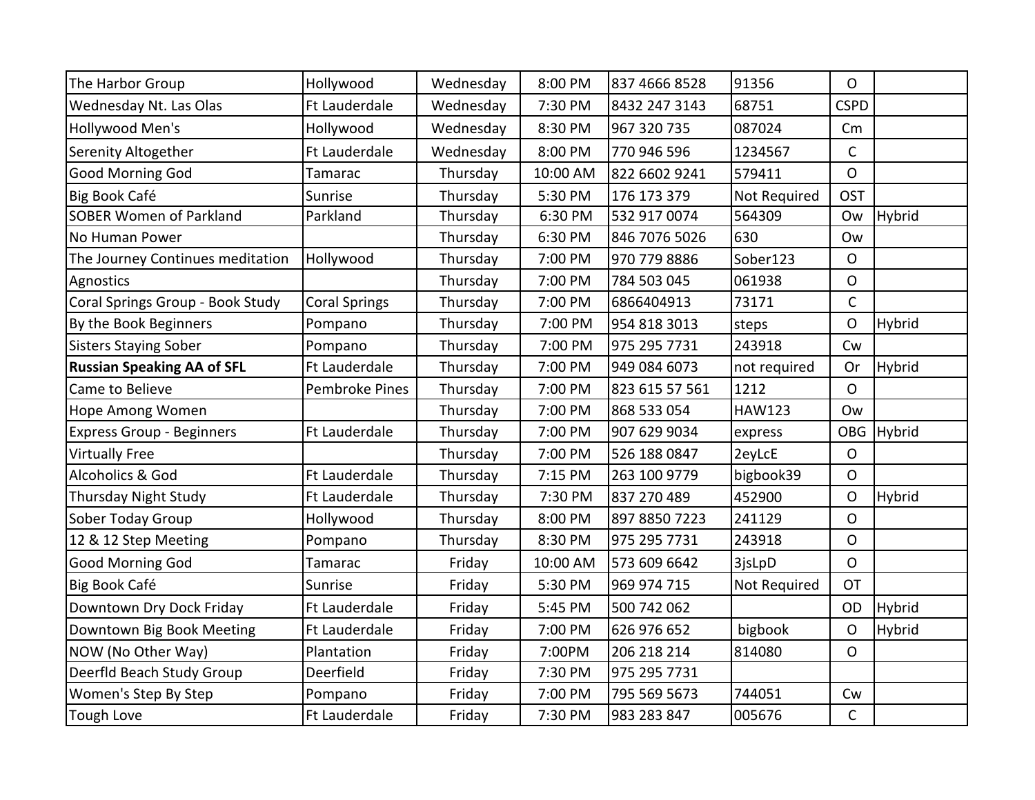| | | | | | | | |
|---|---|---|---|---|---|---|---|
| The Harbor Group | Hollywood | Wednesday | 8:00 PM | 837 4666 8528 | 91356 | O | |
| Wednesday Nt. Las Olas | Ft Lauderdale | Wednesday | 7:30 PM | 8432 247 3143 | 68751 | CSPD | |
| Hollywood Men's | Hollywood | Wednesday | 8:30 PM | 967 320 735 | 087024 | Cm | |
| Serenity Altogether | Ft Lauderdale | Wednesday | 8:00 PM | 770 946 596 | 1234567 | C | |
| Good Morning God | Tamarac | Thursday | 10:00 AM | 822 6602 9241 | 579411 | O | |
| Big Book Café | Sunrise | Thursday | 5:30 PM | 176 173 379 | Not Required | OST | |
| SOBER Women of Parkland | Parkland | Thursday | 6:30 PM | 532 917 0074 | 564309 | Ow | Hybrid |
| No Human Power | | Thursday | 6:30 PM | 846 7076 5026 | 630 | Ow | |
| The Journey Continues meditation | Hollywood | Thursday | 7:00 PM | 970 779 8886 | Sober123 | O | |
| Agnostics | | Thursday | 7:00 PM | 784 503 045 | 061938 | O | |
| Coral Springs Group - Book Study | Coral Springs | Thursday | 7:00 PM | 6866404913 | 73171 | C | |
| By the Book Beginners | Pompano | Thursday | 7:00 PM | 954 818 3013 | steps | O | Hybrid |
| Sisters Staying Sober | Pompano | Thursday | 7:00 PM | 975 295 7731 | 243918 | Cw | |
| **Russian Speaking AA of SFL** | Ft Lauderdale | Thursday | 7:00 PM | 949 084 6073 | not required | Or | Hybrid |
| Came to Believe | Pembroke Pines | Thursday | 7:00 PM | 823 615 57 561 | 1212 | O | |
| Hope Among Women | | Thursday | 7:00 PM | 868 533 054 | HAW123 | Ow | |
| Express Group - Beginners | Ft Lauderdale | Thursday | 7:00 PM | 907 629 9034 | express | OBG | Hybrid |
| Virtually Free | | Thursday | 7:00 PM | 526 188 0847 | 2eyLcE | O | |
| Alcoholics & God | Ft Lauderdale | Thursday | 7:15 PM | 263 100 9779 | bigbook39 | O | |
| Thursday Night Study | Ft Lauderdale | Thursday | 7:30 PM | 837 270 489 | 452900 | O | Hybrid |
| Sober Today Group | Hollywood | Thursday | 8:00 PM | 897 8850 7223 | 241129 | O | |
| 12 & 12 Step Meeting | Pompano | Thursday | 8:30 PM | 975 295 7731 | 243918 | O | |
| Good Morning God | Tamarac | Friday | 10:00 AM | 573 609 6642 | 3jsLpD | O | |
| Big Book Café | Sunrise | Friday | 5:30 PM | 969 974 715 | Not Required | OT | |
| Downtown Dry Dock Friday | Ft Lauderdale | Friday | 5:45 PM | 500 742 062 | | OD | Hybrid |
| Downtown Big Book Meeting | Ft Lauderdale | Friday | 7:00 PM | 626 976 652 | bigbook | O | Hybrid |
| NOW (No Other Way) | Plantation | Friday | 7:00PM | 206 218 214 | 814080 | O | |
| Deerfld Beach Study Group | Deerfield | Friday | 7:30 PM | 975 295 7731 | | | |
| Women's Step By Step | Pompano | Friday | 7:00 PM | 795 569 5673 | 744051 | Cw | |
| Tough Love | Ft Lauderdale | Friday | 7:30 PM | 983 283 847 | 005676 | C | |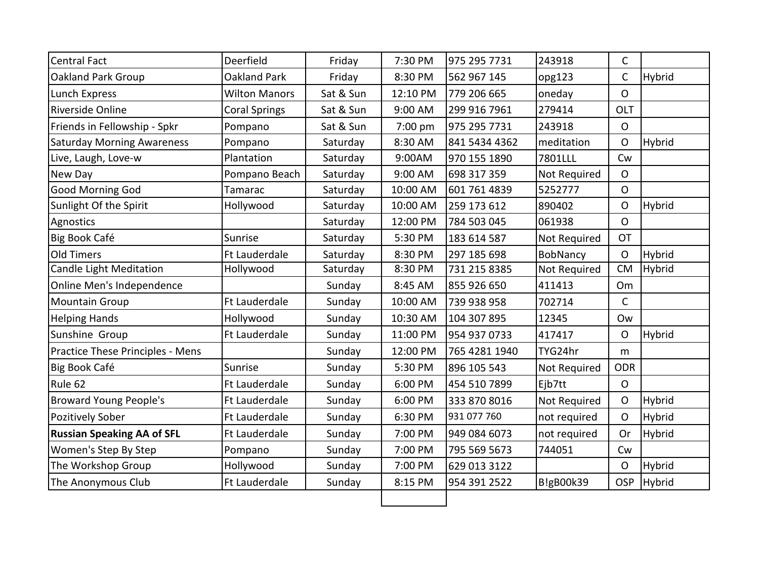| | | | | | | | |
|---|---|---|---|---|---|---|---|
| Central Fact | Deerfield | Friday | 7:30 PM | 975 295 7731 | 243918 | C | |
| Oakland Park Group | Oakland Park | Friday | 8:30 PM | 562 967 145 | opg123 | C | Hybrid |
| Lunch Express | Wilton Manors | Sat & Sun | 12:10 PM | 779 206 665 | oneday | O | |
| Riverside Online | Coral Springs | Sat & Sun | 9:00 AM | 299 916 7961 | 279414 | OLT | |
| Friends in Fellowship - Spkr | Pompano | Sat & Sun | 7:00 pm | 975 295 7731 | 243918 | O | |
| Saturday Morning Awareness | Pompano | Saturday | 8:30 AM | 841 5434 4362 | meditation | O | Hybrid |
| Live, Laugh, Love-w | Plantation | Saturday | 9:00AM | 970 155 1890 | 7801LLL | Cw | |
| New Day | Pompano Beach | Saturday | 9:00 AM | 698 317 359 | Not Required | O | |
| Good Morning God | Tamarac | Saturday | 10:00 AM | 601 761 4839 | 5252777 | O | |
| Sunlight Of the Spirit | Hollywood | Saturday | 10:00 AM | 259 173 612 | 890402 | O | Hybrid |
| Agnostics | | Saturday | 12:00 PM | 784 503 045 | 061938 | O | |
| Big Book Café | Sunrise | Saturday | 5:30 PM | 183 614 587 | Not Required | OT | |
| Old Timers | Ft Lauderdale | Saturday | 8:30 PM | 297 185 698 | BobNancy | O | Hybrid |
| Candle Light Meditation | Hollywood | Saturday | 8:30 PM | 731 215 8385 | Not Required | CM | Hybrid |
| Online Men's Independence | | Sunday | 8:45 AM | 855 926 650 | 411413 | Om | |
| Mountain Group | Ft Lauderdale | Sunday | 10:00 AM | 739 938 958 | 702714 | C | |
| Helping Hands | Hollywood | Sunday | 10:30 AM | 104 307 895 | 12345 | Ow | |
| Sunshine Group | Ft Lauderdale | Sunday | 11:00 PM | 954 937 0733 | 417417 | O | Hybrid |
| Practice These Principles - Mens | | Sunday | 12:00 PM | 765 4281 1940 | TYG24hr | m | |
| Big Book Café | Sunrise | Sunday | 5:30 PM | 896 105 543 | Not Required | ODR | |
| Rule 62 | Ft Lauderdale | Sunday | 6:00 PM | 454 510 7899 | Ejb7tt | O | |
| Broward Young People's | Ft Lauderdale | Sunday | 6:00 PM | 333 870 8016 | Not Required | O | Hybrid |
| Pozitively Sober | Ft Lauderdale | Sunday | 6:30 PM | 931 077 760 | not required | O | Hybrid |
| **Russian Speaking AA of SFL** | Ft Lauderdale | Sunday | 7:00 PM | 949 084 6073 | not required | Or | Hybrid |
| Women's Step By Step | Pompano | Sunday | 7:00 PM | 795 569 5673 | 744051 | Cw | |
| The Workshop Group | Hollywood | Sunday | 7:00 PM | 629 013 3122 | | O | Hybrid |
| The Anonymous Club | Ft Lauderdale | Sunday | 8:15 PM | 954 391 2522 | B!gB00k39 | OSP | Hybrid |